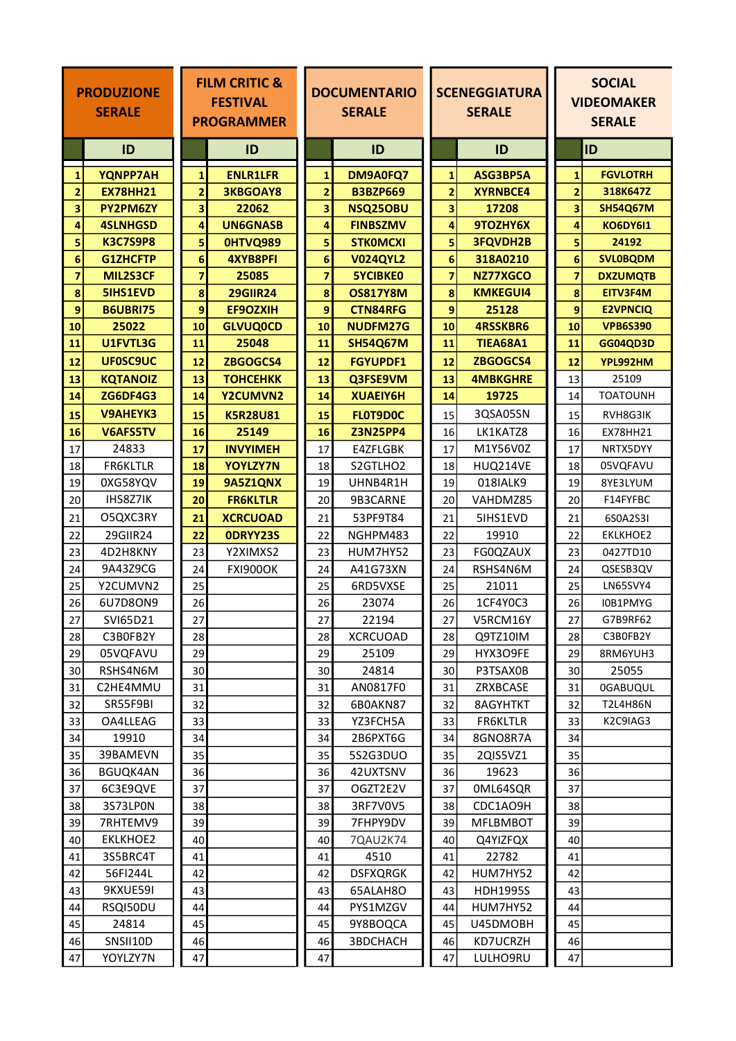| | PRODUZIONE SERALE | | FILM CRITIC & FESTIVAL PROGRAMMER | | DOCUMENTARIO SERALE | | SCENEGGIATURA SERALE | | SOCIAL VIDEOMAKER SERALE |
|---|---|---|---|---|---|---|---|---|---|
| | ID | | ID | | ID | | ID | | ID |
| 1 | **YQNPP7AH** | 1 | **ENLR1LFR** | 1 | **DM9A0FQ7** | 1 | **ASG3BP5A** | 1 | **FGVLOTRH** |
| 2 | **EX78HH21** | 2 | **3KBGOAY8** | 2 | **B3BZP669** | 2 | **XYRNBCE4** | 2 | **318K647Z** |
| 3 | **PY2PM6ZY** | 3 | **22062** | 3 | **NSQ25OBU** | 3 | **17208** | 3 | **SH54Q67M** |
| 4 | **4SLNHGSD** | 4 | **UN6GNASB** | 4 | **FINBSZMV** | 4 | **9TOZHY6X** | 4 | **KO6DY6I1** |
| 5 | **K3C7S9P8** | 5 | **0HTVQ989** | 5 | **STK0MCXI** | 5 | **3FQVDH2B** | 5 | **24192** |
| 6 | **G1ZHCFTP** | 6 | **4XYB8PFI** | 6 | **V024QYL2** | 6 | **318A0210** | 6 | **SVL0BQDM** |
| 7 | **MIL2S3CF** | 7 | **25085** | 7 | **5YCIBKE0** | 7 | **NZ77XGCO** | 7 | **DXZUMQTB** |
| 8 | **5IHS1EVD** | 8 | **29GIIR24** | 8 | **OS817Y8M** | 8 | **KMKEGUI4** | 8 | **EITV3F4M** |
| 9 | **B6UBRI75** | 9 | **EF9OZXIH** | 9 | **CTN84RFG** | 9 | **25128** | 9 | **E2VPNCIQ** |
| 10 | **25022** | 10 | **GLVUQ0CD** | 10 | **NUDFM27G** | 10 | **4RSSKBR6** | 10 | **VPB6S390** |
| 11 | **U1FVTL3G** | 11 | **25048** | 11 | **SH54Q67M** | 11 | **TIEA68A1** | 11 | **GG04QD3D** |
| 12 | **UF0SC9UC** | 12 | **ZBGOGCS4** | 12 | **FGYUPDF1** | 12 | **ZBGOGCS4** | 12 | **YPL992HM** |
| 13 | **KQTANOIZ** | 13 | **TOHCEHKK** | 13 | **Q3FSE9VM** | 13 | **4MBKGHRE** | 13 | 25109 |
| 14 | **ZG6DF4G3** | 14 | **Y2CUMVN2** | 14 | **XUAEIY6H** | 14 | **19725** | 14 | TOATOUNH |
| 15 | **V9AHEYK3** | 15 | **K5R28U81** | 15 | **FL0T9D0C** | 15 | 3QSA05SN | 15 | RVH8G3IK |
| 16 | **V6AFS5TV** | 16 | **25149** | 16 | **Z3N25PP4** | 16 | LK1KATZ8 | 16 | EX78HH21 |
| 17 | 24833 | 17 | **INVYIMEH** | 17 | E4ZFLGBK | 17 | M1Y56V0Z | 17 | NRTX5DYY |
| 18 | FR6KLTLR | 18 | **YOYLZY7N** | 18 | S2GTLHO2 | 18 | HUQ214VE | 18 | 05VQFAVU |
| 19 | 0XG58YQV | 19 | **9A5Z1QNX** | 19 | UHNB4R1H | 19 | 018IALK9 | 19 | 8YE3LYUM |
| 20 | IHS8Z7IK | 20 | **FR6KLTLR** | 20 | 9B3CARNE | 20 | VAHDMZ85 | 20 | F14FYFBC |
| 21 | O5QXC3RY | 21 | **XCRCUOAD** | 21 | 53PF9T84 | 21 | 5IHS1EVD | 21 | 6S0A2S3I |
| 22 | 29GIIR24 | 22 | **0DRYY23S** | 22 | NGHPM483 | 22 | 19910 | 22 | EKLKHOE2 |
| 23 | 4D2H8KNY | 23 | Y2XIMXS2 | 23 | HUM7HY52 | 23 | FG0QZAUX | 23 | 0427TD10 |
| 24 | 9A43Z9CG | 24 | FXI90OOK | 24 | A41G73XN | 24 | RSHS4N6M | 24 | QSESB3QV |
| 25 | Y2CUMVN2 | 25 | | 25 | 6RD5VXSE | 25 | 21011 | 25 | LN65SVY4 |
| 26 | 6U7D8ON9 | 26 | | 26 | 23074 | 26 | 1CF4Y0C3 | 26 | I0B1PMYG |
| 27 | SVI65D21 | 27 | | 27 | 22194 | 27 | V5RCM16Y | 27 | G7B9RF62 |
| 28 | C3B0FB2Y | 28 | | 28 | XCRCUOAD | 28 | Q9TZ10IM | 28 | C3B0FB2Y |
| 29 | 05VQFAVU | 29 | | 29 | 25109 | 29 | HYX3O9FE | 29 | 8RM6YUH3 |
| 30 | RSHS4N6M | 30 | | 30 | 24814 | 30 | P3TSAX0B | 30 | 25055 |
| 31 | C2HE4MMU | 31 | | 31 | AN0817F0 | 31 | ZRXBCASE | 31 | 0GABUQUL |
| 32 | SR55F9BI | 32 | | 32 | 6B0AKN87 | 32 | 8AGYHTKT | 32 | T2L4H86N |
| 33 | OA4LLEAG | 33 | | 33 | YZ3FCH5A | 33 | FR6KLTLR | 33 | K2C9IAG3 |
| 34 | 19910 | 34 | | 34 | 2B6PXT6G | 34 | 8GNO8R7A | 34 | |
| 35 | 39BAMEVN | 35 | | 35 | 5S2G3DUO | 35 | 2QIS5VZ1 | 35 | |
| 36 | BGUQK4AN | 36 | | 36 | 42UXTSNV | 36 | 19623 | 36 | |
| 37 | 6C3E9QVE | 37 | | 37 | OGZT2E2V | 37 | 0ML64SQR | 37 | |
| 38 | 3S73LP0N | 38 | | 38 | 3RF7V0V5 | 38 | CDC1AO9H | 38 | |
| 39 | 7RHTEMV9 | 39 | | 39 | 7FHPY9DV | 39 | MFLBMBOT | 39 | |
| 40 | EKLKHOE2 | 40 | | 40 | 7QAU2K74 | 40 | Q4YIZFQX | 40 | |
| 41 | 3S5BRC4T | 41 | | 41 | 4510 | 41 | 22782 | 41 | |
| 42 | 56FI244L | 42 | | 42 | DSFXQRGK | 42 | HUM7HY52 | 42 | |
| 43 | 9KXUE59I | 43 | | 43 | 65ALAH8O | 43 | HDH1995S | 43 | |
| 44 | RSQI50DU | 44 | | 44 | PYS1MZGV | 44 | HUM7HY52 | 44 | |
| 45 | 24814 | 45 | | 45 | 9Y8BOQCA | 45 | U45DMOBH | 45 | |
| 46 | SNSII10D | 46 | | 46 | 3BDCHACH | 46 | KD7UCRZH | 46 | |
| 47 | YOYLZY7N | 47 | | 47 | | 47 | LULHO9RU | 47 | |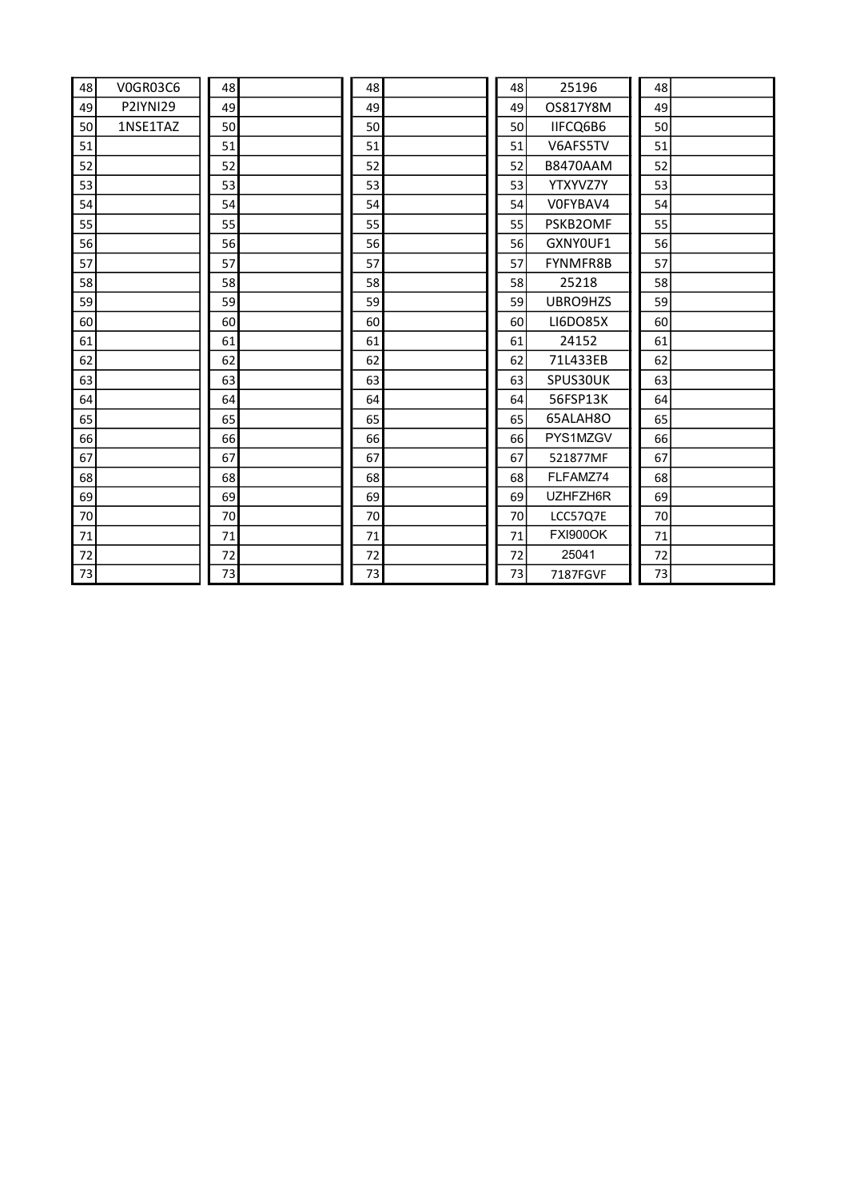| | |
|---|---|
| 48 | V0GR03C6 |
| 49 | P2IYNI29 |
| 50 | 1NSE1TAZ |
| 51 | |
| 52 | |
| 53 | |
| 54 | |
| 55 | |
| 56 | |
| 57 | |
| 58 | |
| 59 | |
| 60 | |
| 61 | |
| 62 | |
| 63 | |
| 64 | |
| 65 | |
| 66 | |
| 67 | |
| 68 | |
| 69 | |
| 70 | |
| 71 | |
| 72 | |
| 73 | |

| | |
|---|---|
| 48 | |
| 49 | |
| 50 | |
| 51 | |
| 52 | |
| 53 | |
| 54 | |
| 55 | |
| 56 | |
| 57 | |
| 58 | |
| 59 | |
| 60 | |
| 61 | |
| 62 | |
| 63 | |
| 64 | |
| 65 | |
| 66 | |
| 67 | |
| 68 | |
| 69 | |
| 70 | |
| 71 | |
| 72 | |
| 73 | |

| | |
|---|---|
| 48 | |
| 49 | |
| 50 | |
| 51 | |
| 52 | |
| 53 | |
| 54 | |
| 55 | |
| 56 | |
| 57 | |
| 58 | |
| 59 | |
| 60 | |
| 61 | |
| 62 | |
| 63 | |
| 64 | |
| 65 | |
| 66 | |
| 67 | |
| 68 | |
| 69 | |
| 70 | |
| 71 | |
| 72 | |
| 73 | |

| | |
|---|---|
| 48 | 25196 |
| 49 | OS817Y8M |
| 50 | IIFCQ6B6 |
| 51 | V6AFS5TV |
| 52 | B8470AAM |
| 53 | YTXYVZ7Y |
| 54 | V0FYBAV4 |
| 55 | PSKB2OMF |
| 56 | GXNY0UF1 |
| 57 | FYNMFR8B |
| 58 | 25218 |
| 59 | UBRO9HZS |
| 60 | LI6DO85X |
| 61 | 24152 |
| 62 | 71L433EB |
| 63 | SPUS30UK |
| 64 | 56FSP13K |
| 65 | 65ALAH8O |
| 66 | PYS1MZGV |
| 67 | 521877MF |
| 68 | FLFAMZ74 |
| 69 | UZHFZH6R |
| 70 | LCC57Q7E |
| 71 | FXI900OK |
| 72 | 25041 |
| 73 | 7187FGVF |

| | |
|---|---|
| 48 | |
| 49 | |
| 50 | |
| 51 | |
| 52 | |
| 53 | |
| 54 | |
| 55 | |
| 56 | |
| 57 | |
| 58 | |
| 59 | |
| 60 | |
| 61 | |
| 62 | |
| 63 | |
| 64 | |
| 65 | |
| 66 | |
| 67 | |
| 68 | |
| 69 | |
| 70 | |
| 71 | |
| 72 | |
| 73 | |